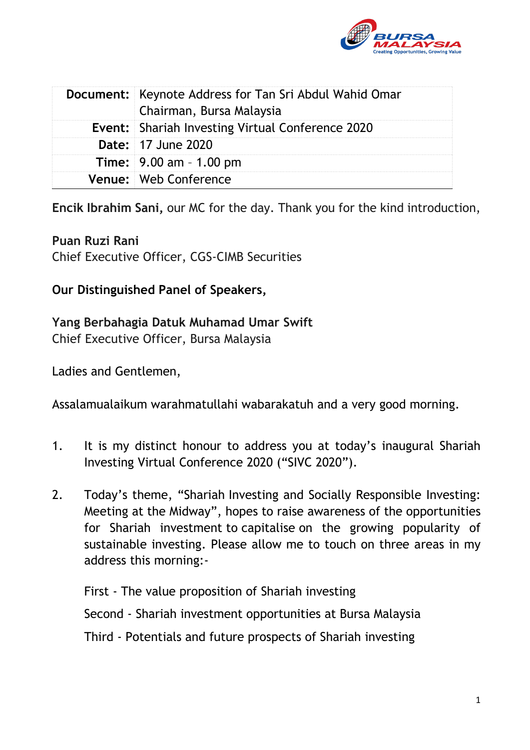| Document: | Keynote Address for Tan Sri Abdul Wahid Omar Chairman, Bursa Malaysia |
|---|---|
| Event: | Shariah Investing Virtual Conference 2020 |
| Date: | 17 June 2020 |
| Time: | 9.00 am – 1.00 pm |
| Venue: | Web Conference |

**Encik Ibrahim Sani,** our MC for the day. Thank you for the kind introduction,

**Puan Ruzi Rani**
Chief Executive Officer, CGS-CIMB Securities

**Our Distinguished Panel of Speakers,**

**Yang Berbahagia Datuk Muhamad Umar Swift**
Chief Executive Officer, Bursa Malaysia

Ladies and Gentlemen,

Assalamualaikum warahmatullahi wabarakatuh and a very good morning.

1. It is my distinct honour to address you at today's inaugural Shariah Investing Virtual Conference 2020 ("SIVC 2020").

2. Today's theme, "Shariah Investing and Socially Responsible Investing: Meeting at the Midway", hopes to raise awareness of the opportunities for Shariah investment to capitalise on the growing popularity of sustainable investing. Please allow me to touch on three areas in my address this morning:-

   First - The value proposition of Shariah investing

   Second - Shariah investment opportunities at Bursa Malaysia

   Third - Potentials and future prospects of Shariah investing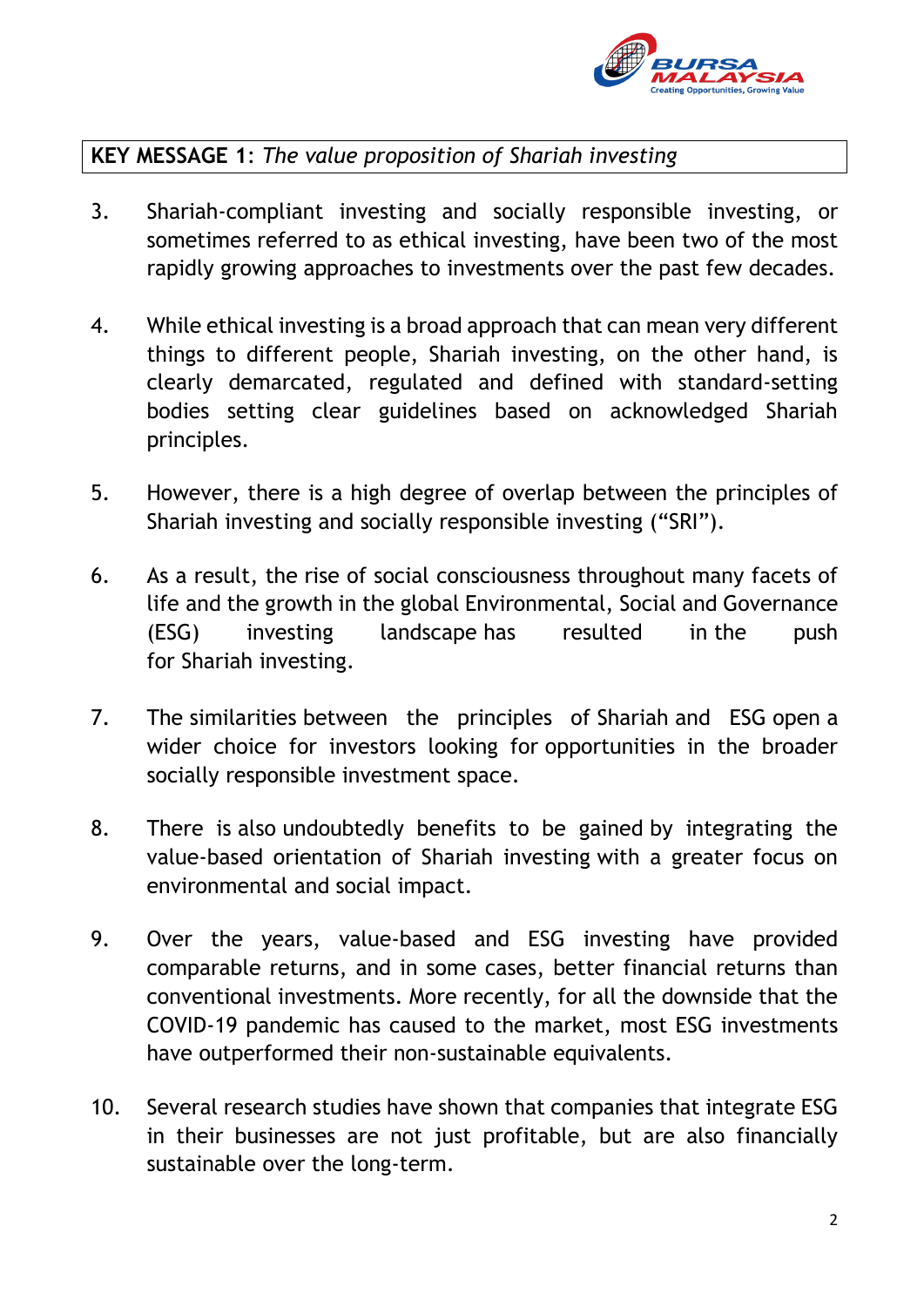**KEY MESSAGE 1**: *The value proposition of Shariah investing*

3. Shariah-compliant investing and socially responsible investing, or sometimes referred to as ethical investing, have been two of the most rapidly growing approaches to investments over the past few decades.

4. While ethical investing is a broad approach that can mean very different things to different people, Shariah investing, on the other hand, is clearly demarcated, regulated and defined with standard-setting bodies setting clear guidelines based on acknowledged Shariah principles.

5. However, there is a high degree of overlap between the principles of Shariah investing and socially responsible investing ("SRI").

6. As a result, the rise of social consciousness throughout many facets of life and the growth in the global Environmental, Social and Governance (ESG) investing landscape has resulted in the push for Shariah investing.

7. The similarities between the principles of Shariah and ESG open a wider choice for investors looking for opportunities in the broader socially responsible investment space.

8. There is also undoubtedly benefits to be gained by integrating the value-based orientation of Shariah investing with a greater focus on environmental and social impact.

9. Over the years, value-based and ESG investing have provided comparable returns, and in some cases, better financial returns than conventional investments. More recently, for all the downside that the COVID-19 pandemic has caused to the market, most ESG investments have outperformed their non-sustainable equivalents.

10. Several research studies have shown that companies that integrate ESG in their businesses are not just profitable, but are also financially sustainable over the long-term.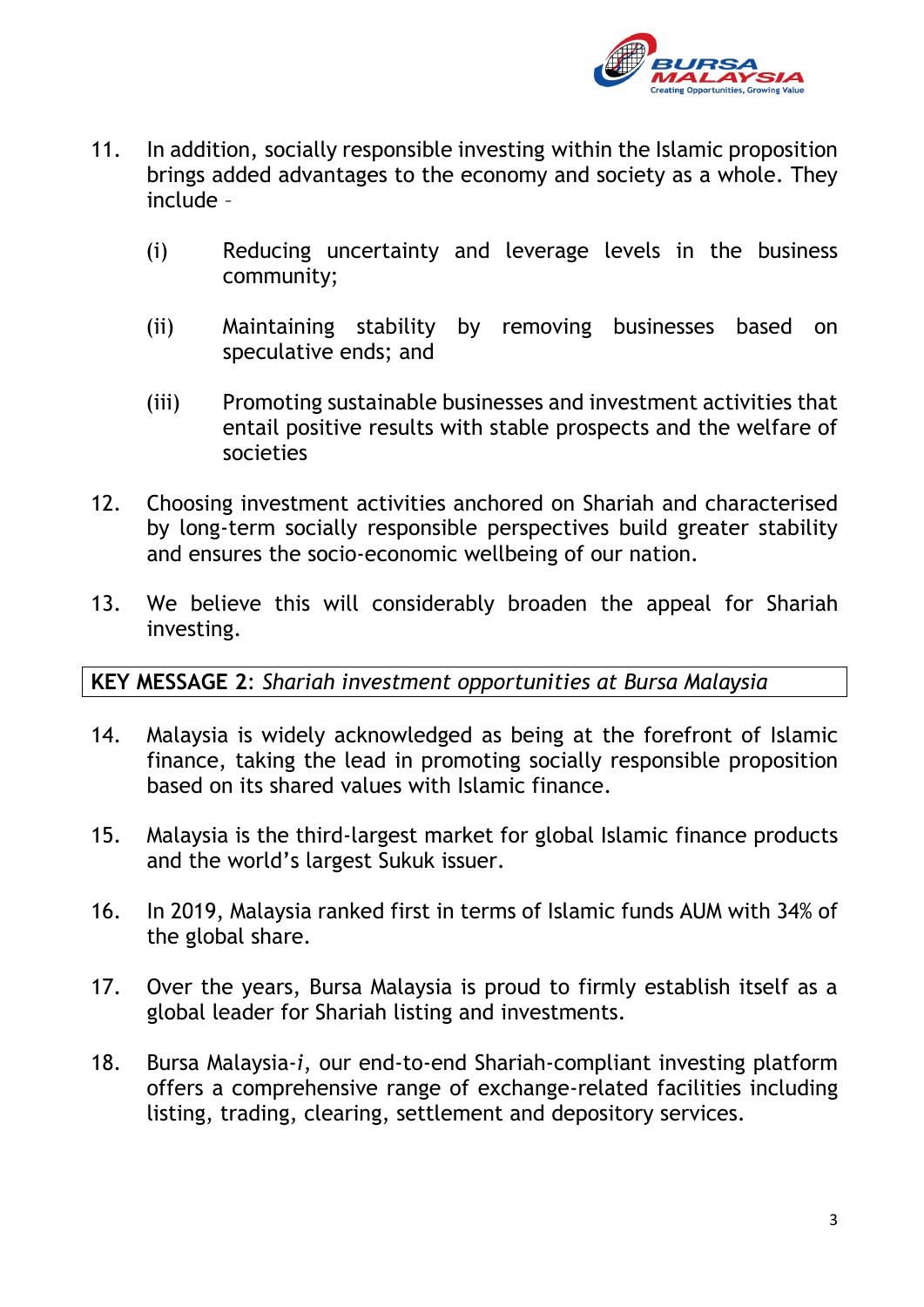11. In addition, socially responsible investing within the Islamic proposition brings added advantages to the economy and society as a whole. They include –

    (i) Reducing uncertainty and leverage levels in the business community;

    (ii) Maintaining stability by removing businesses based on speculative ends; and

    (iii) Promoting sustainable businesses and investment activities that entail positive results with stable prospects and the welfare of societies

12. Choosing investment activities anchored on Shariah and characterised by long-term socially responsible perspectives build greater stability and ensures the socio-economic wellbeing of our nation.

13. We believe this will considerably broaden the appeal for Shariah investing.

**KEY MESSAGE 2**: *Shariah investment opportunities at Bursa Malaysia*

14. Malaysia is widely acknowledged as being at the forefront of Islamic finance, taking the lead in promoting socially responsible proposition based on its shared values with Islamic finance.

15. Malaysia is the third-largest market for global Islamic finance products and the world's largest Sukuk issuer.

16. In 2019, Malaysia ranked first in terms of Islamic funds AUM with 34% of the global share.

17. Over the years, Bursa Malaysia is proud to firmly establish itself as a global leader for Shariah listing and investments.

18. Bursa Malaysia-*i*, our end-to-end Shariah-compliant investing platform offers a comprehensive range of exchange-related facilities including listing, trading, clearing, settlement and depository services.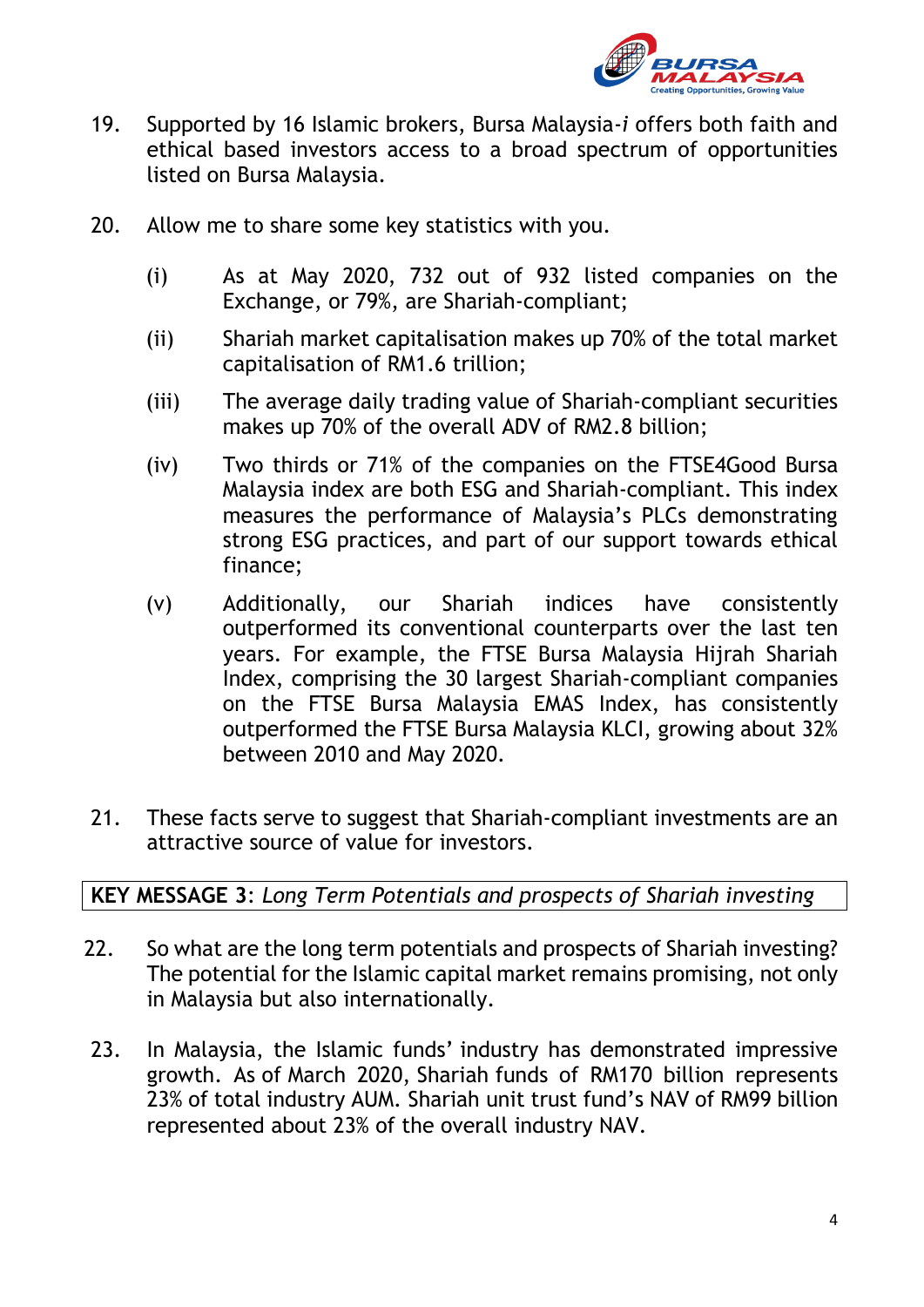19. Supported by 16 Islamic brokers, Bursa Malaysia-*i* offers both faith and ethical based investors access to a broad spectrum of opportunities listed on Bursa Malaysia.

20. Allow me to share some key statistics with you.

    (i) As at May 2020, 732 out of 932 listed companies on the Exchange, or 79%, are Shariah-compliant;

    (ii) Shariah market capitalisation makes up 70% of the total market capitalisation of RM1.6 trillion;

    (iii) The average daily trading value of Shariah-compliant securities makes up 70% of the overall ADV of RM2.8 billion;

    (iv) Two thirds or 71% of the companies on the FTSE4Good Bursa Malaysia index are both ESG and Shariah-compliant. This index measures the performance of Malaysia's PLCs demonstrating strong ESG practices, and part of our support towards ethical finance;

    (v) Additionally, our Shariah indices have consistently outperformed its conventional counterparts over the last ten years. For example, the FTSE Bursa Malaysia Hijrah Shariah Index, comprising the 30 largest Shariah-compliant companies on the FTSE Bursa Malaysia EMAS Index, has consistently outperformed the FTSE Bursa Malaysia KLCI, growing about 32% between 2010 and May 2020.

21. These facts serve to suggest that Shariah-compliant investments are an attractive source of value for investors.

**KEY MESSAGE 3**: *Long Term Potentials and prospects of Shariah investing*

22. So what are the long term potentials and prospects of Shariah investing? The potential for the Islamic capital market remains promising, not only in Malaysia but also internationally.

23. In Malaysia, the Islamic funds' industry has demonstrated impressive growth. As of March 2020, Shariah funds of RM170 billion represents 23% of total industry AUM. Shariah unit trust fund's NAV of RM99 billion represented about 23% of the overall industry NAV.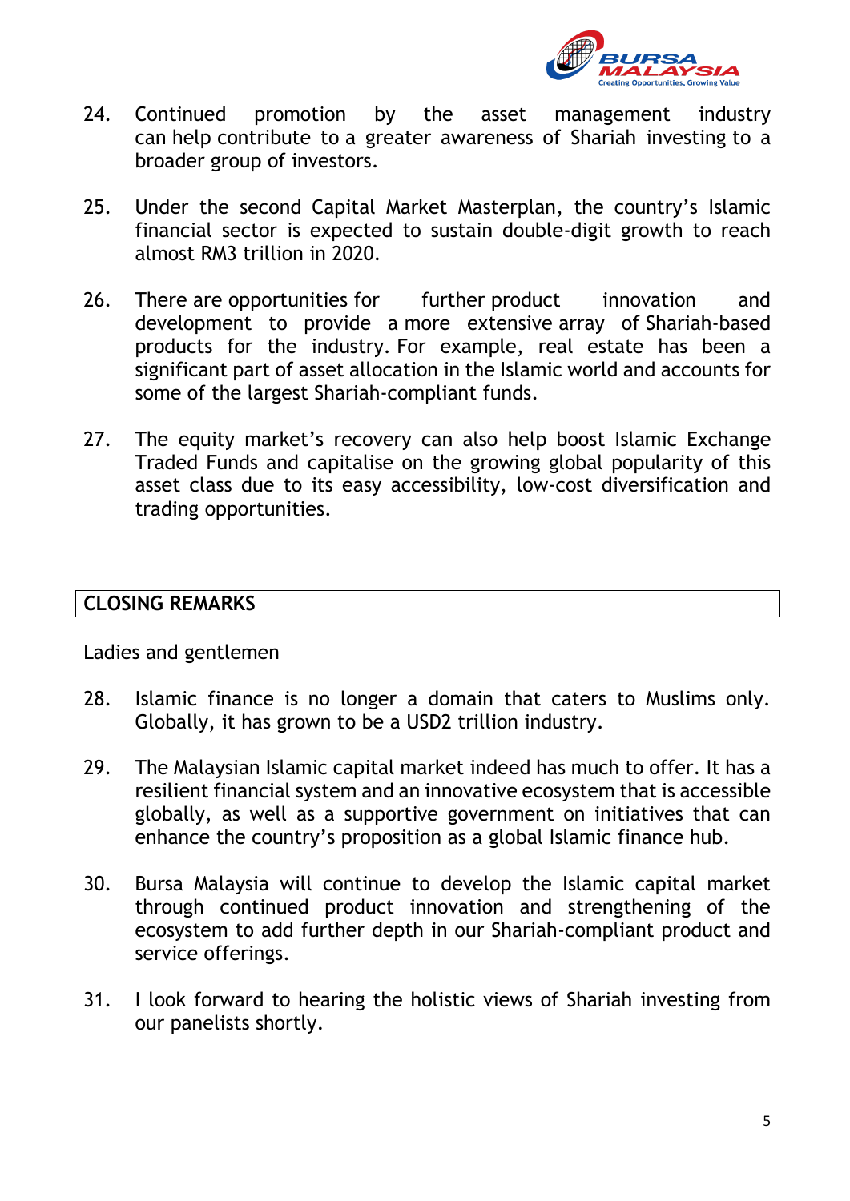24. Continued promotion by the asset management industry can help contribute to a greater awareness of Shariah investing to a broader group of investors.

25. Under the second Capital Market Masterplan, the country's Islamic financial sector is expected to sustain double-digit growth to reach almost RM3 trillion in 2020.

26. There are opportunities for further product innovation and development to provide a more extensive array of Shariah-based products for the industry. For example, real estate has been a significant part of asset allocation in the Islamic world and accounts for some of the largest Shariah-compliant funds.

27. The equity market's recovery can also help boost Islamic Exchange Traded Funds and capitalise on the growing global popularity of this asset class due to its easy accessibility, low-cost diversification and trading opportunities.

## CLOSING REMARKS

Ladies and gentlemen

28. Islamic finance is no longer a domain that caters to Muslims only. Globally, it has grown to be a USD2 trillion industry.

29. The Malaysian Islamic capital market indeed has much to offer. It has a resilient financial system and an innovative ecosystem that is accessible globally, as well as a supportive government on initiatives that can enhance the country's proposition as a global Islamic finance hub.

30. Bursa Malaysia will continue to develop the Islamic capital market through continued product innovation and strengthening of the ecosystem to add further depth in our Shariah-compliant product and service offerings.

31. I look forward to hearing the holistic views of Shariah investing from our panelists shortly.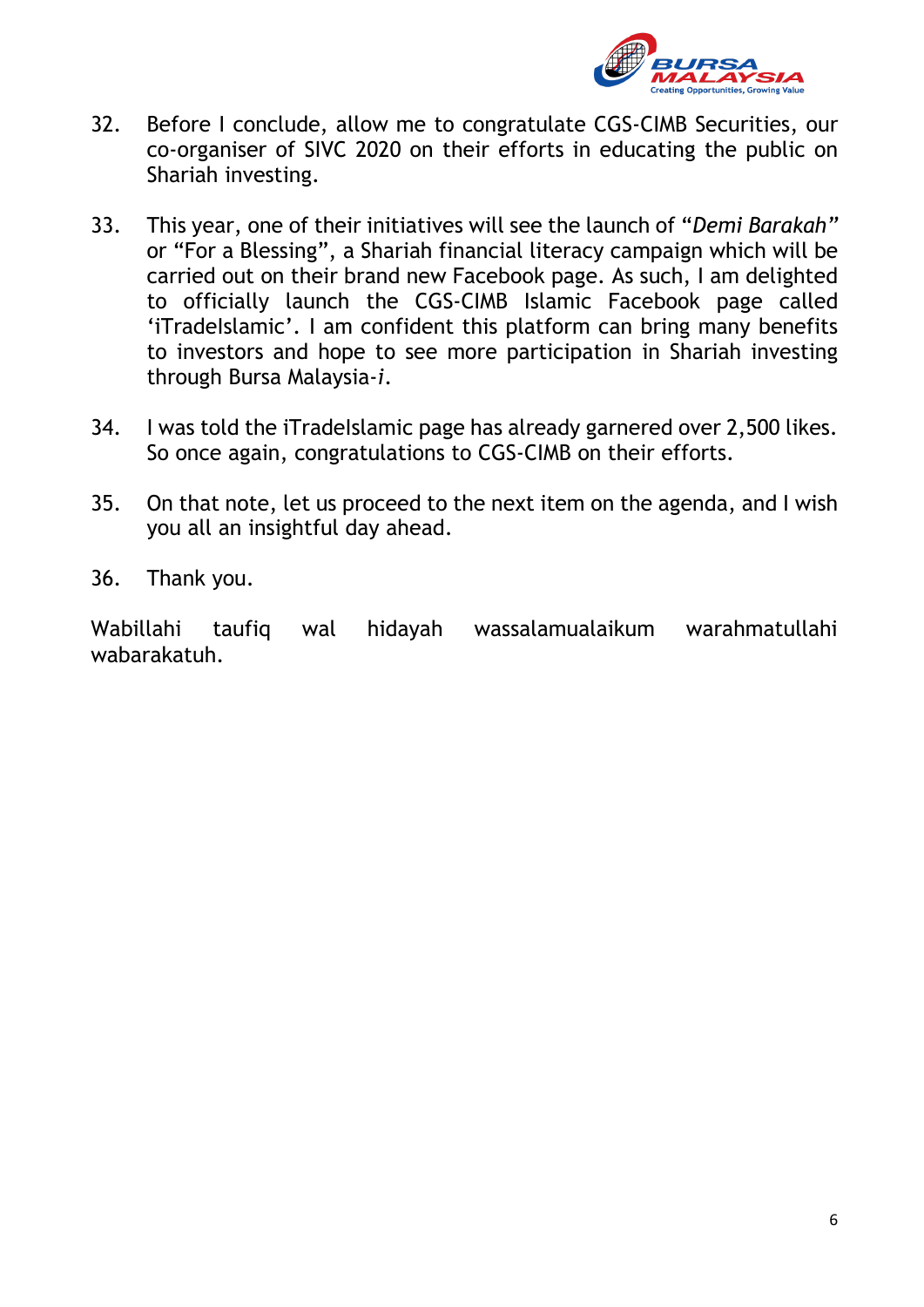32. Before I conclude, allow me to congratulate CGS-CIMB Securities, our co-organiser of SIVC 2020 on their efforts in educating the public on Shariah investing.

33. This year, one of their initiatives will see the launch of "*Demi Barakah*" or "For a Blessing", a Shariah financial literacy campaign which will be carried out on their brand new Facebook page. As such, I am delighted to officially launch the CGS-CIMB Islamic Facebook page called 'iTradeIslamic'. I am confident this platform can bring many benefits to investors and hope to see more participation in Shariah investing through Bursa Malaysia-*i*.

34. I was told the iTradeIslamic page has already garnered over 2,500 likes. So once again, congratulations to CGS-CIMB on their efforts.

35. On that note, let us proceed to the next item on the agenda, and I wish you all an insightful day ahead.

36. Thank you.

Wabillahi taufiq wal hidayah wassalamualaikum warahmatullahi wabarakatuh.